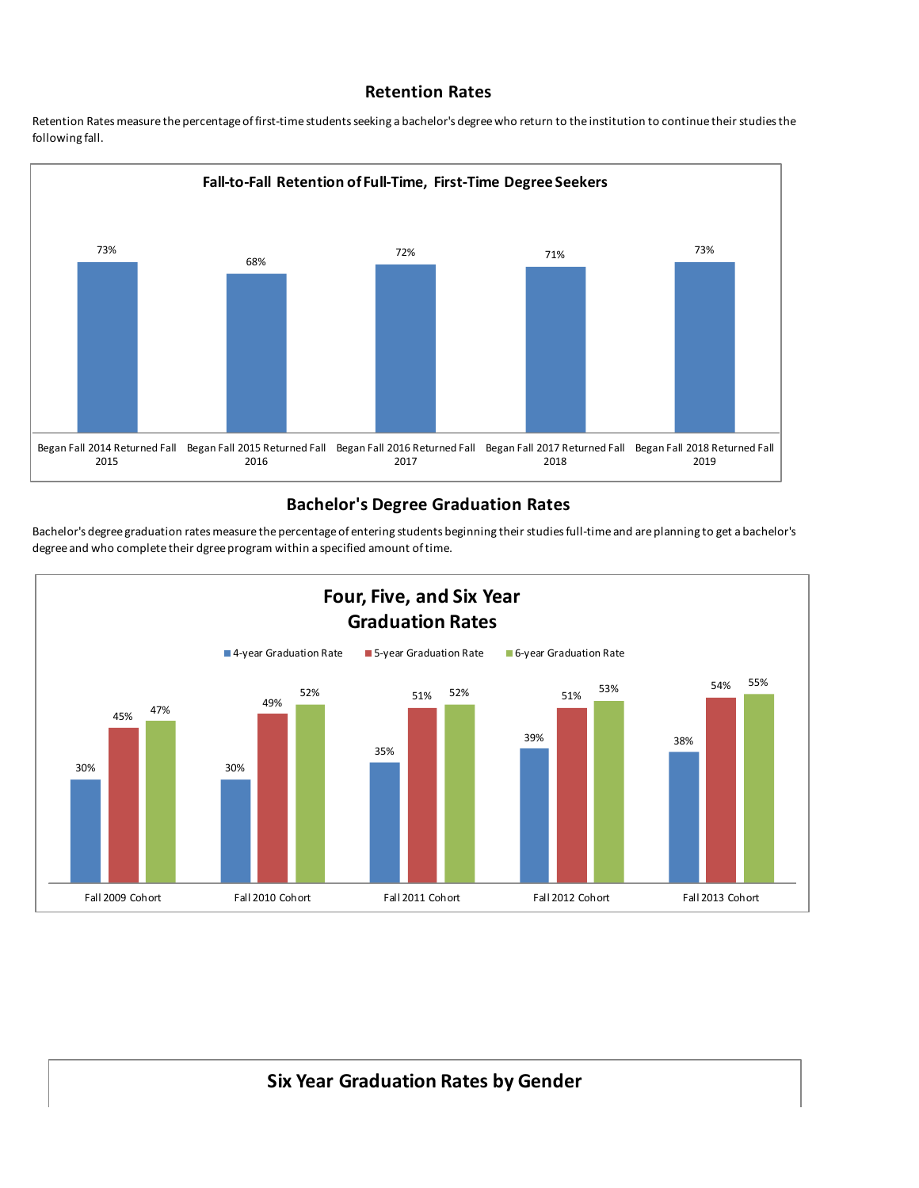## Retention Rates

Retention Rates measure the percentage of first-time students seeking a bachelor's degree who return to the institution to continue their studies the following fall.

**Fall-to-Fall Retention of Full-Time, First-Time Degree Seekers**

| Cohort | Retention Rate |
|---|---|
| Began Fall 2014 Returned Fall 2015 | 73% |
| Began Fall 2015 Returned Fall 2016 | 68% |
| Began Fall 2016 Returned Fall 2017 | 72% |
| Began Fall 2017 Returned Fall 2018 | 71% |
| Began Fall 2018 Returned Fall 2019 | 73% |

## Bachelor's Degree Graduation Rates

Bachelor's degree graduation rates measure the percentage of entering students beginning their studies full-time and are planning to get a bachelor's degree and who complete their dgree program within a specified amount of time.

**Four, Five, and Six Year Graduation Rates**

| Cohort | 4-year Graduation Rate | 5-year Graduation Rate | 6-year Graduation Rate |
|---|---|---|---|
| Fall 2009 Cohort | 30% | 45% | 47% |
| Fall 2010 Cohort | 30% | 49% | 52% |
| Fall 2011 Cohort | 35% | 51% | 52% |
| Fall 2012 Cohort | 39% | 51% | 53% |
| Fall 2013 Cohort | 38% | 54% | 55% |

**Six Year Graduation Rates by Gender**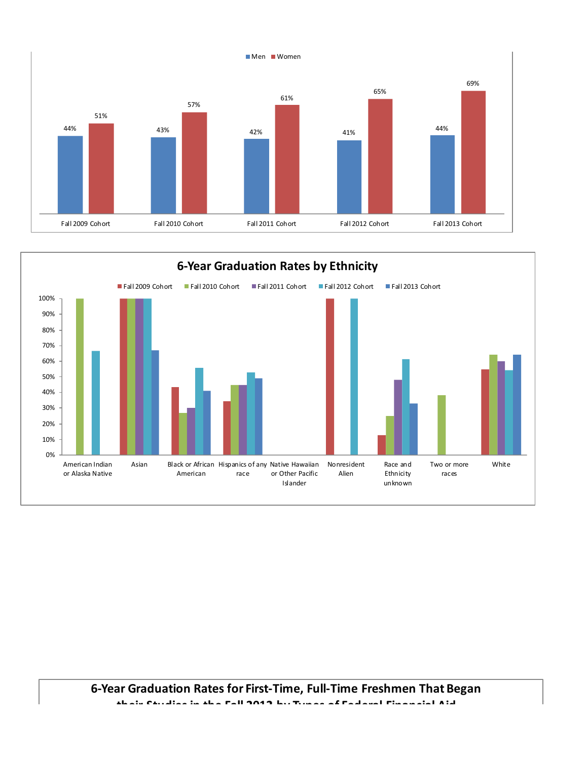Men | Women

| | Men | Women |
|---|---|---|
| Fall 2009 Cohort | 44% | 51% |
| Fall 2010 Cohort | 43% | 57% |
| Fall 2011 Cohort | 42% | 61% |
| Fall 2012 Cohort | 41% | 65% |
| Fall 2013 Cohort | 44% | 69% |

## 6-Year Graduation Rates by Ethnicity

Fall 2009 Cohort | Fall 2010 Cohort | Fall 2011 Cohort | Fall 2012 Cohort | Fall 2013 Cohort

100% 90% 80% 70% 60% 50% 40% 30% 20% 10% 0%

American Indian or Alaska Native | Asian | Black or African American | Hispanics of any race | Native Hawaiian or Other Pacific Islander | Nonresident Alien | Race and Ethnicity unknown | Two or more races | White

## 6-Year Graduation Rates for First-Time, Full-Time Freshmen That Began their Studies in the Fall 2013 by Types of Federal Financial Aid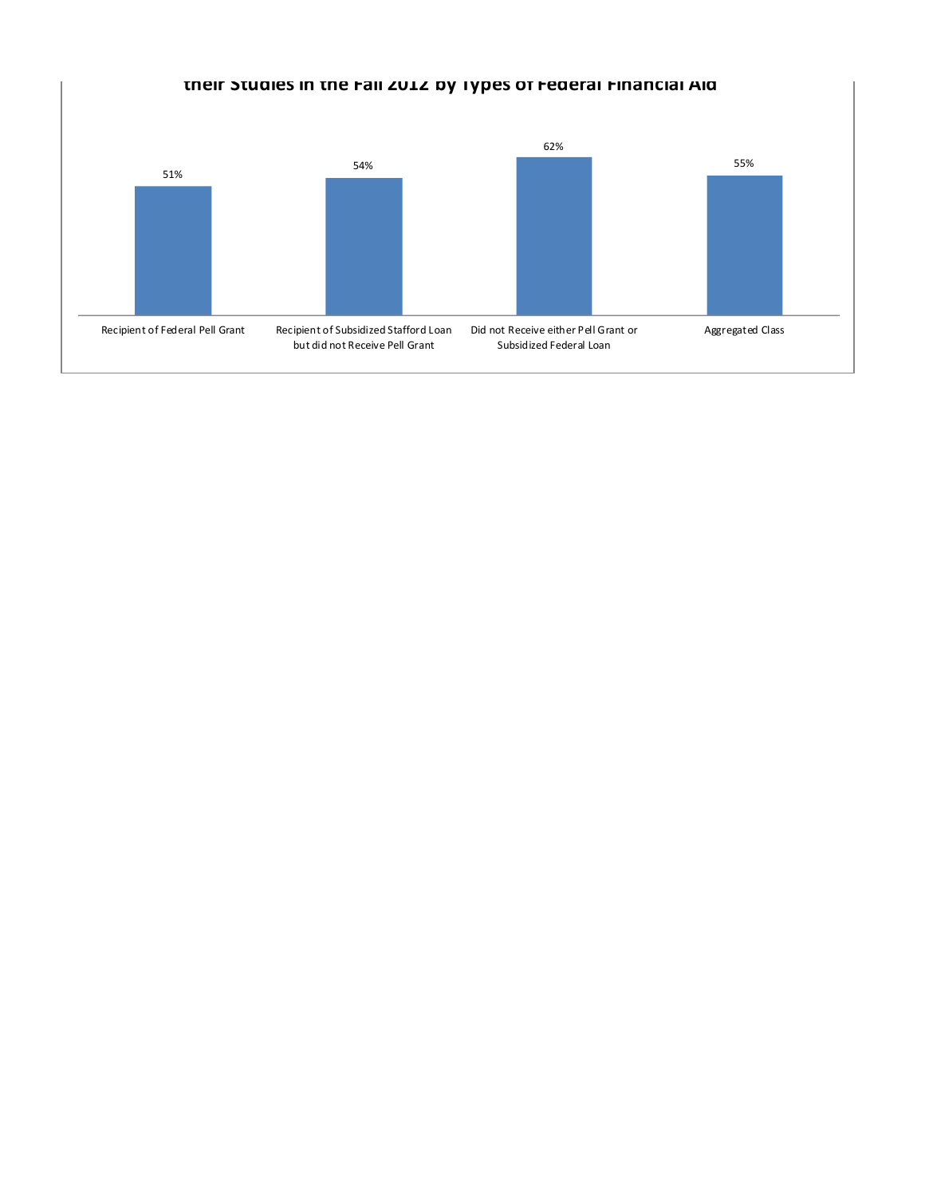**their Studies in the Fall 2012 by Types of Federal Financial Aid**

| Recipient of Federal Pell Grant | Recipient of Subsidized Stafford Loan but did not Receive Pell Grant | Did not Receive either Pell Grant or Subsidized Federal Loan | Aggregated Class |
|---|---|---|---|
| 51% | 54% | 62% | 55% |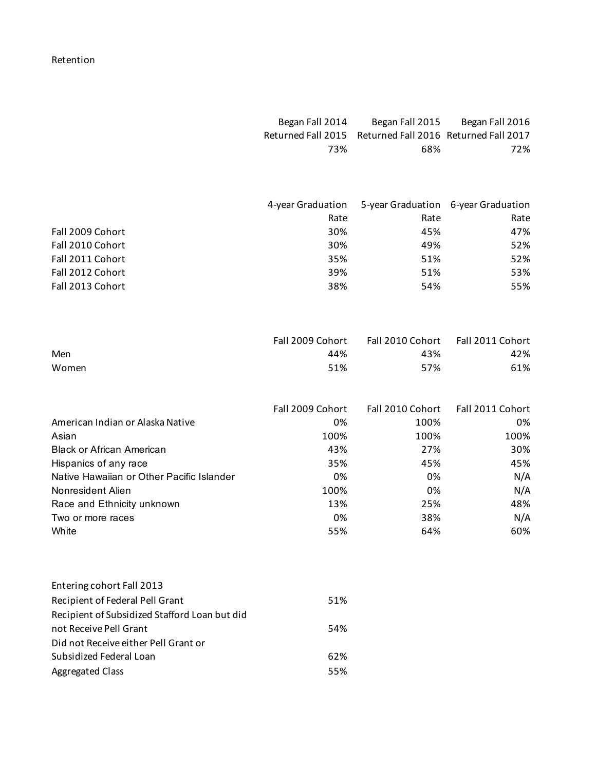Retention

| | Began Fall 2014 Returned Fall 2015 | Began Fall 2015 Returned Fall 2016 | Began Fall 2016 Returned Fall 2017 |
|---|---|---|---|
| | 73% | 68% | 72% |

| | 4-year Graduation Rate | 5-year Graduation Rate | 6-year Graduation Rate |
|---|---|---|---|
| Fall 2009 Cohort | 30% | 45% | 47% |
| Fall 2010 Cohort | 30% | 49% | 52% |
| Fall 2011 Cohort | 35% | 51% | 52% |
| Fall 2012 Cohort | 39% | 51% | 53% |
| Fall 2013 Cohort | 38% | 54% | 55% |

| | Fall 2009 Cohort | Fall 2010 Cohort | Fall 2011 Cohort |
|---|---|---|---|
| Men | 44% | 43% | 42% |
| Women | 51% | 57% | 61% |

| | Fall 2009 Cohort | Fall 2010 Cohort | Fall 2011 Cohort |
|---|---|---|---|
| American Indian or Alaska Native | 0% | 100% | 0% |
| Asian | 100% | 100% | 100% |
| Black or African American | 43% | 27% | 30% |
| Hispanics of any race | 35% | 45% | 45% |
| Native Hawaiian or Other Pacific Islander | 0% | 0% | N/A |
| Nonresident Alien | 100% | 0% | N/A |
| Race and Ethnicity unknown | 13% | 25% | 48% |
| Two or more races | 0% | 38% | N/A |
| White | 55% | 64% | 60% |

| Entering cohort Fall 2013 | |
|---|---|
| Recipient of Federal Pell Grant | 51% |
| Recipient of Subsidized Stafford Loan but did not Receive Pell Grant | 54% |
| Did not Receive either Pell Grant or Subsidized Federal Loan | 62% |
| Aggregated Class | 55% |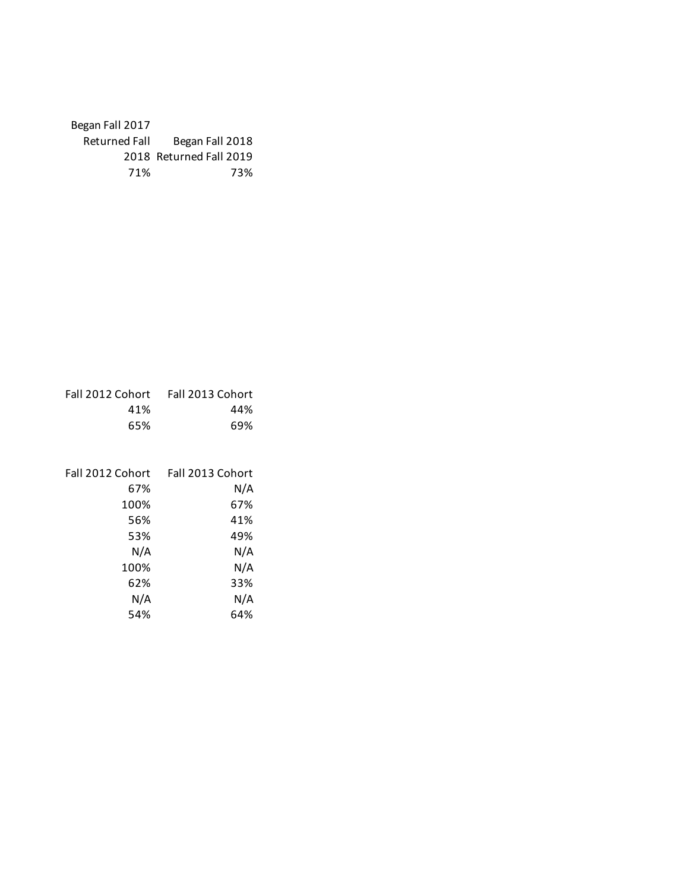| Began Fall 2017 Returned Fall 2018 | Began Fall 2018 Returned Fall 2019 |
|---|---|
| 71% | 73% |

| Fall 2012 Cohort | Fall 2013 Cohort |
|---|---|
| 41% | 44% |
| 65% | 69% |

| Fall 2012 Cohort | Fall 2013 Cohort |
|---|---|
| 67% | N/A |
| 100% | 67% |
| 56% | 41% |
| 53% | 49% |
| N/A | N/A |
| 100% | N/A |
| 62% | 33% |
| N/A | N/A |
| 54% | 64% |